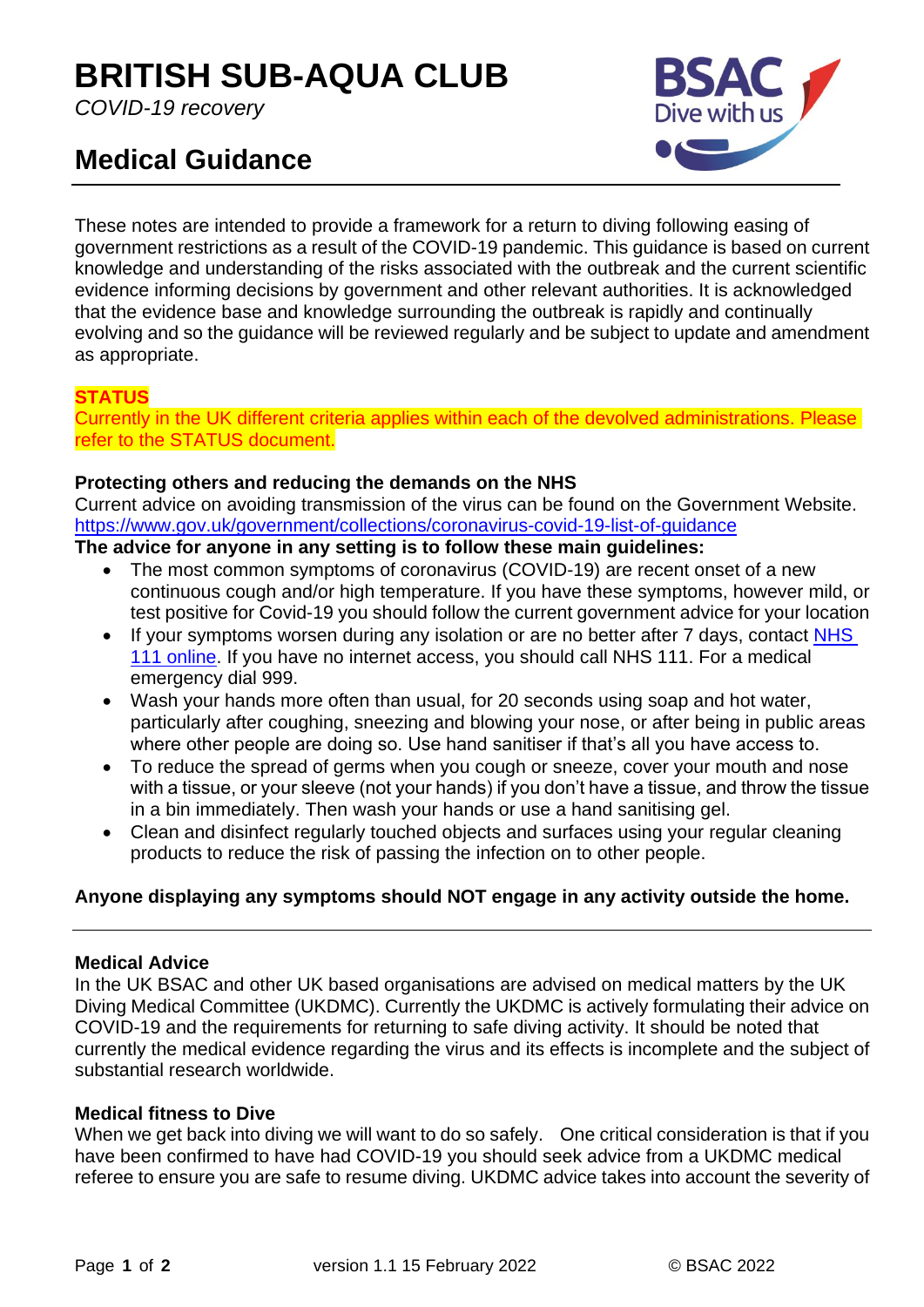# BRITISH SUB-AQUA CLUB

*COVID-19 recovery*

## Medical Guidance

These notes are intended to provide a framework for a return to diving following easing of government restrictions as a result of the COVID-19 pandemic. This guidance is based on current knowledge and understanding of the risks associated with the outbreak and the current scientific evidence informing decisions by government and other relevant authorities. It is acknowledged that the evidence base and knowledge surrounding the outbreak is rapidly and continually evolving and so the guidance will be reviewed regularly and be subject to update and amendment as appropriate.

**STATUS**

Currently in the UK different criteria applies within each of the devolved administrations. Please refer to the STATUS document.

**Protecting others and reducing the demands on the NHS**

Current advice on avoiding transmission of the virus can be found on the Government Website. https://www.gov.uk/government/collections/coronavirus-covid-19-list-of-guidance

**The advice for anyone in any setting is to follow these main guidelines:**

- The most common symptoms of coronavirus (COVID-19) are recent onset of a new continuous cough and/or high temperature. If you have these symptoms, however mild, or test positive for Covid-19 you should follow the current government advice for your location
- If your symptoms worsen during any isolation or are no better after 7 days, contact NHS 111 online. If you have no internet access, you should call NHS 111. For a medical emergency dial 999.
- Wash your hands more often than usual, for 20 seconds using soap and hot water, particularly after coughing, sneezing and blowing your nose, or after being in public areas where other people are doing so. Use hand sanitiser if that's all you have access to.
- To reduce the spread of germs when you cough or sneeze, cover your mouth and nose with a tissue, or your sleeve (not your hands) if you don't have a tissue, and throw the tissue in a bin immediately. Then wash your hands or use a hand sanitising gel.
- Clean and disinfect regularly touched objects and surfaces using your regular cleaning products to reduce the risk of passing the infection on to other people.

**Anyone displaying any symptoms should NOT engage in any activity outside the home.**

---

**Medical Advice**

In the UK BSAC and other UK based organisations are advised on medical matters by the UK Diving Medical Committee (UKDMC). Currently the UKDMC is actively formulating their advice on COVID-19 and the requirements for returning to safe diving activity. It should be noted that currently the medical evidence regarding the virus and its effects is incomplete and the subject of substantial research worldwide.

**Medical fitness to Dive**

When we get back into diving we will want to do so safely. One critical consideration is that if you have been confirmed to have had COVID-19 you should seek advice from a UKDMC medical referee to ensure you are safe to resume diving. UKDMC advice takes into account the severity of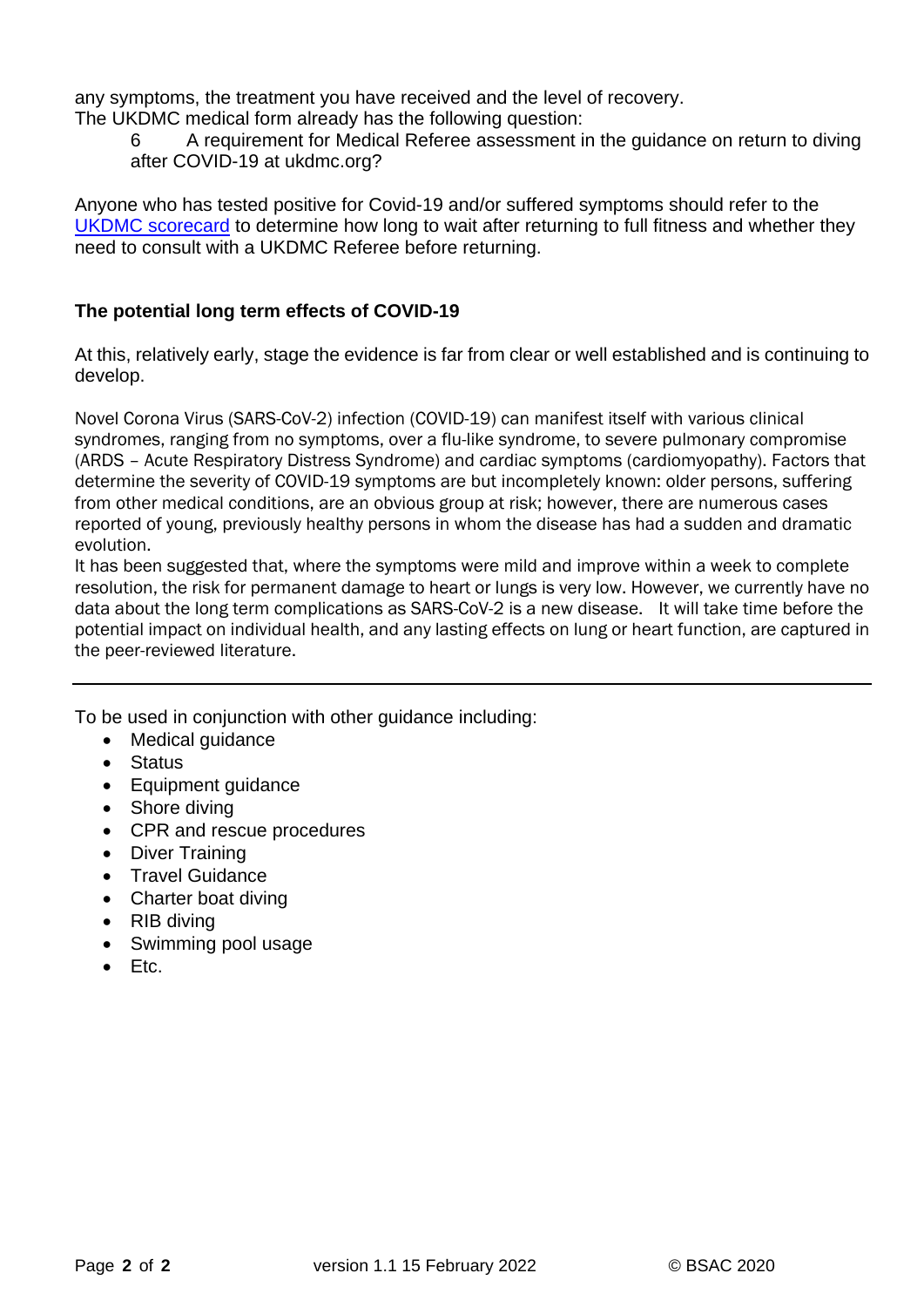any symptoms, the treatment you have received and the level of recovery.
The UKDMC medical form already has the following question:

6 A requirement for Medical Referee assessment in the guidance on return to diving after COVID-19 at ukdmc.org?

Anyone who has tested positive for Covid-19 and/or suffered symptoms should refer to the UKDMC scorecard to determine how long to wait after returning to full fitness and whether they need to consult with a UKDMC Referee before returning.

**The potential long term effects of COVID-19**

At this, relatively early, stage the evidence is far from clear or well established and is continuing to develop.

Novel Corona Virus (SARS-CoV-2) infection (COVID-19) can manifest itself with various clinical syndromes, ranging from no symptoms, over a flu-like syndrome, to severe pulmonary compromise (ARDS – Acute Respiratory Distress Syndrome) and cardiac symptoms (cardiomyopathy). Factors that determine the severity of COVID-19 symptoms are but incompletely known: older persons, suffering from other medical conditions, are an obvious group at risk; however, there are numerous cases reported of young, previously healthy persons in whom the disease has had a sudden and dramatic evolution.
It has been suggested that, where the symptoms were mild and improve within a week to complete resolution, the risk for permanent damage to heart or lungs is very low. However, we currently have no data about the long term complications as SARS-CoV-2 is a new disease. It will take time before the potential impact on individual health, and any lasting effects on lung or heart function, are captured in the peer-reviewed literature.

---

To be used in conjunction with other guidance including:

- Medical guidance
- Status
- Equipment guidance
- Shore diving
- CPR and rescue procedures
- Diver Training
- Travel Guidance
- Charter boat diving
- RIB diving
- Swimming pool usage
- Etc.

version 1.1 15 February 2022 © BSAC 2020